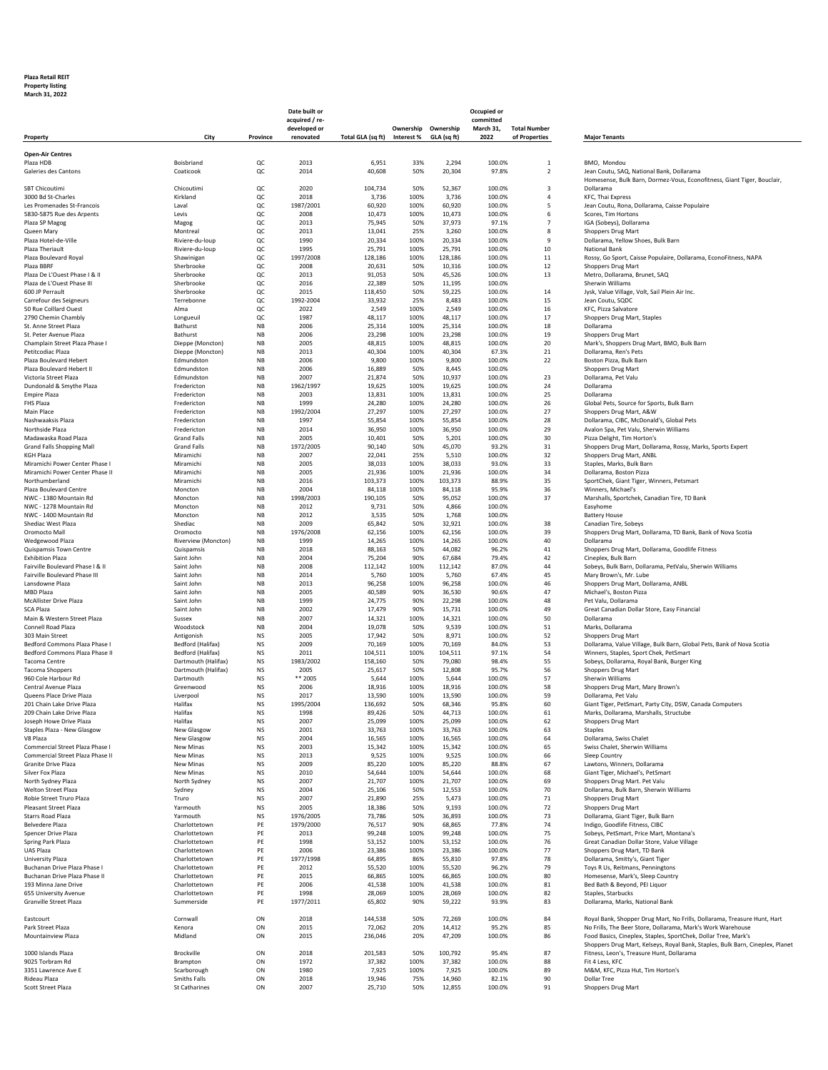**Plaza Retail REIT**
**Property listing**
**March 31, 2022**

| Property | City | Province | Date built or acquired / re-developed or renovated | Total GLA (sq ft) | Ownership Interest % | Ownership GLA (sq ft) | Occupied or committed March 31, 2022 | Total Number of Properties | Major Tenants |
|---|---|---|---|---|---|---|---|---|---|
| **Open-Air Centres** | | | | | | | | | |
| Plaza HDB | Boisbriand | QC | 2013 | 6,951 | 33% | 2,294 | 100.0% | 1 | BMO, Mondou |
| Galeries des Cantons | Coaticook | QC | 2014 | 40,608 | 50% | 20,304 | 97.8% | 2 | Jean Coutu, SAQ, National Bank, Dollarama |
| SBT Chicoutimi | Chicoutimi | QC | 2020 | 104,734 | 50% | 52,367 | 100.0% | 3 | Homesense, Bulk Barn, Dormez-Vous, Econofitness, Giant Tiger, Bouclair, Dollarama |
| 3000 Bd St-Charles | Kirkland | QC | 2018 | 3,736 | 100% | 3,736 | 100.0% | 4 | KFC, Thai Express |
| Les Promenades St-Francois | Laval | QC | 1987/2001 | 60,920 | 100% | 60,920 | 100.0% | 5 | Jean Coutu, Rona, Dollarama, Caisse Populaire |
| 5830-5875 Rue des Arpents | Levis | QC | 2008 | 10,473 | 100% | 10,473 | 100.0% | 6 | Scores, Tim Hortons |
| Plaza SP Magog | Magog | QC | 2013 | 75,945 | 50% | 37,973 | 97.1% | 7 | IGA (Sobeys), Dollarama |
| Queen Mary | Montreal | QC | 2013 | 13,041 | 25% | 3,260 | 100.0% | 8 | Shoppers Drug Mart |
| Plaza Hotel-de-Ville | Riviere-du-loup | QC | 1990 | 20,334 | 100% | 20,334 | 100.0% | 9 | Dollarama, Yellow Shoes, Bulk Barn |
| Plaza Theriault | Riviere-du-loup | QC | 1995 | 25,791 | 100% | 25,791 | 100.0% | 10 | National Bank |
| Plaza Boulevard Royal | Shawinigan | QC | 1997/2008 | 128,186 | 100% | 128,186 | 100.0% | 11 | Rossy, Go Sport, Caisse Populaire, Dollarama, EconoFitness, NAPA |
| Plaza BBRF | Sherbrooke | QC | 2008 | 20,631 | 50% | 10,316 | 100.0% | 12 | Shoppers Drug Mart |
| Plaza De L'Ouest Phase I & II | Sherbrooke | QC | 2013 | 91,053 | 50% | 45,526 | 100.0% | 13 | Metro, Dollarama, Brunet, SAQ |
| Plaza de L'Ouest Phase III | Sherbrooke | QC | 2016 | 22,389 | 50% | 11,195 | 100.0% | | Sherwin Williams |
| 600 JP Perrault | Sherbrooke | QC | 2015 | 118,450 | 50% | 59,225 | 100.0% | 14 | Jysk, Value Village, Volt, Sail Plein Air Inc. |
| Carrefour des Seigneurs | Terrebonne | QC | 1992-2004 | 33,932 | 25% | 8,483 | 100.0% | 15 | Jean Coutu, SQDC |
| 50 Rue Colllard Ouest | Alma | QC | 2022 | 2,549 | 100% | 2,549 | 100.0% | 16 | KFC, Pizza Salvatore |
| 2790 Chemin Chambly | Longueuil | QC | 1987 | 48,117 | 100% | 48,117 | 100.0% | 17 | Shoppers Drug Mart, Staples |
| St. Anne Street Plaza | Bathurst | NB | 2006 | 25,314 | 100% | 25,314 | 100.0% | 18 | Dollarama |
| St. Peter Avenue Plaza | Bathurst | NB | 2006 | 23,298 | 100% | 23,298 | 100.0% | 19 | Shoppers Drug Mart |
| Champlain Street Plaza Phase I | Dieppe (Moncton) | NB | 2005 | 48,815 | 100% | 48,815 | 100.0% | 20 | Mark's, Shoppers Drug Mart, BMO, Bulk Barn |
| Petitcodiac Plaza | Dieppe (Moncton) | NB | 2013 | 40,304 | 100% | 40,304 | 67.3% | 21 | Dollarama, Ren's Pets |
| Plaza Boulevard Hebert | Edmundston | NB | 2006 | 9,800 | 100% | 9,800 | 100.0% | 22 | Boston Pizza, Bulk Barn |
| Plaza Boulevard Hebert II | Edmundston | NB | 2006 | 16,889 | 50% | 8,445 | 100.0% | | Shoppers Drug Mart |
| Victoria Street Plaza | Edmundston | NB | 2007 | 21,874 | 50% | 10,937 | 100.0% | 23 | Dollarama, Pet Valu |
| Dundonald & Smythe Plaza | Fredericton | NB | 1962/1997 | 19,625 | 100% | 19,625 | 100.0% | 24 | Dollarama |
| Empire Plaza | Fredericton | NB | 2003 | 13,831 | 100% | 13,831 | 100.0% | 25 | Dollarama |
| FHS Plaza | Fredericton | NB | 1999 | 24,280 | 100% | 24,280 | 100.0% | 26 | Global Pets, Source for Sports, Bulk Barn |
| Main Place | Fredericton | NB | 1992/2004 | 27,297 | 100% | 27,297 | 100.0% | 27 | Shoppers Drug Mart, A&W |
| Nashwaaksis Plaza | Fredericton | NB | 1997 | 55,854 | 100% | 55,854 | 100.0% | 28 | Dollarama, CIBC, McDonald's, Global Pets |
| Northside Plaza | Fredericton | NB | 2014 | 36,950 | 100% | 36,950 | 100.0% | 29 | Avalon Spa, Pet Valu, Sherwin Williams |
| Madawaska Road Plaza | Grand Falls | NB | 2005 | 10,401 | 50% | 5,201 | 100.0% | 30 | Pizza Delight, Tim Horton's |
| Grand Falls Shopping Mall | Grand Falls | NB | 1972/2005 | 90,140 | 50% | 45,070 | 93.2% | 31 | Shoppers Drug Mart, Dollarama, Rossy, Marks, Sports Expert |
| KGH Plaza | Miramichi | NB | 2007 | 22,041 | 25% | 5,510 | 100.0% | 32 | Shoppers Drug Mart, ANBL |
| Miramichi Power Center Phase I | Miramichi | NB | 2005 | 38,033 | 100% | 38,033 | 93.0% | 33 | Staples, Marks, Bulk Barn |
| Miramichi Power Center Phase II | Miramichi | NB | 2005 | 21,936 | 100% | 21,936 | 100.0% | 34 | Dollarama, Boston Pizza |
| Northumberland | Miramichi | NB | 2016 | 103,373 | 100% | 103,373 | 88.9% | 35 | SportChek, Giant Tiger, Winners, Petsmart |
| Plaza Boulevard Centre | Moncton | NB | 2004 | 84,118 | 100% | 84,118 | 95.9% | 36 | Winners, Michael's |
| NWC - 1380 Mountain Rd | Moncton | NB | 1998/2003 | 190,105 | 50% | 95,052 | 100.0% | 37 | Marshalls, Sportchek, Canadian Tire, TD Bank |
| NWC - 1278 Mountain Rd | Moncton | NB | 2012 | 9,731 | 50% | 4,866 | 100.0% | | Easyhome |
| NWC - 1400 Mountain Rd | Moncton | NB | 2012 | 3,535 | 50% | 1,768 | 100.0% | | Battery House |
| Shediac West Plaza | Shediac | NB | 2009 | 65,842 | 50% | 32,921 | 100.0% | 38 | Canadian Tire, Sobeys |
| Oromocto Mall | Oromocto | NB | 1976/2008 | 62,156 | 100% | 62,156 | 100.0% | 39 | Shoppers Drug Mart, Dollarama, TD Bank, Bank of Nova Scotia |
| Wedgewood Plaza | Riverview (Moncton) | NB | 1999 | 14,265 | 100% | 14,265 | 100.0% | 40 | Dollarama |
| Quispamsis Town Centre | Quispamsis | NB | 2018 | 88,163 | 50% | 44,082 | 96.2% | 41 | Shoppers Drug Mart, Dollarama, Goodlife Fitness |
| Exhibition Plaza | Saint John | NB | 2004 | 75,204 | 90% | 67,684 | 79.4% | 42 | Cineplex, Bulk Barn |
| Fairville Boulevard Phase I & II | Saint John | NB | 2008 | 112,142 | 100% | 112,142 | 87.0% | 44 | Sobeys, Bulk Barn, Dollarama, PetValu, Sherwin Williams |
| Fairville Boulevard Phase III | Saint John | NB | 2014 | 5,760 | 100% | 5,760 | 67.4% | 45 | Mary Brown's, Mr. Lube |
| Lansdowne Plaza | Saint John | NB | 2013 | 96,258 | 100% | 96,258 | 100.0% | 46 | Shoppers Drug Mart, Dollarama, ANBL |
| MBD Plaza | Saint John | NB | 2005 | 40,589 | 90% | 36,530 | 90.6% | 47 | Michael's, Boston Pizza |
| McAllister Drive Plaza | Saint John | NB | 1999 | 24,775 | 90% | 22,298 | 100.0% | 48 | Pet Valu, Dollarama |
| SCA Plaza | Saint John | NB | 2002 | 17,479 | 90% | 15,731 | 100.0% | 49 | Great Canadian Dollar Store, Easy Financial |
| Main & Western Street Plaza | Sussex | NB | 2007 | 14,321 | 100% | 14,321 | 100.0% | 50 | Dollarama |
| Connell Road Plaza | Woodstock | NB | 2004 | 19,078 | 50% | 9,539 | 100.0% | 51 | Marks, Dollarama |
| 303 Main Street | Antigonish | NS | 2005 | 17,942 | 50% | 8,971 | 100.0% | 52 | Shoppers Drug Mart |
| Bedford Commons Plaza Phase I | Bedford (Halifax) | NS | 2009 | 70,169 | 100% | 70,169 | 84.0% | 53 | Dollarama, Value Village, Bulk Barn, Global Pets, Bank of Nova Scotia |
| Bedford Commons Plaza Phase II | Bedford (Halifax) | NS | 2011 | 104,511 | 100% | 104,511 | 97.1% | 54 | Winners, Staples, Sport Chek, PetSmart |
| Tacoma Centre | Dartmouth (Halifax) | NS | 1983/2002 | 158,160 | 50% | 79,080 | 98.4% | 55 | Sobeys, Dollarama, Royal Bank, Burger King |
| Tacoma Shoppers | Dartmouth (Halifax) | NS | 2005 | 25,617 | 50% | 12,808 | 95.7% | 56 | Shoppers Drug Mart |
| 960 Cole Harbour Rd | Dartmouth | NS | ** 2005 | 5,644 | 100% | 5,644 | 100.0% | 57 | Sherwin Williams |
| Central Avenue Plaza | Greenwood | NS | 2006 | 18,916 | 100% | 18,916 | 100.0% | 58 | Shoppers Drug Mart, Mary Brown's |
| Queens Place Drive Plaza | Liverpool | NS | 2017 | 13,590 | 100% | 13,590 | 100.0% | 59 | Dollarama, Pet Valu |
| 201 Chain Lake Drive Plaza | Halifax | NS | 1995/2004 | 136,692 | 50% | 68,346 | 95.8% | 60 | Giant Tiger, PetSmart, Party City, DSW, Canada Computers |
| 209 Chain Lake Drive Plaza | Halifax | NS | 1998 | 89,426 | 50% | 44,713 | 100.0% | 61 | Marks, Dollarama, Marshalls, Structube |
| Joseph Howe Drive Plaza | Halifax | NS | 2007 | 25,099 | 100% | 25,099 | 100.0% | 62 | Shoppers Drug Mart |
| Staples Plaza - New Glasgow | New Glasgow | NS | 2001 | 33,763 | 100% | 33,763 | 100.0% | 63 | Staples |
| V8 Plaza | New Glasgow | NS | 2004 | 16,565 | 100% | 16,565 | 100.0% | 64 | Dollarama, Swiss Chalet |
| Commercial Street Plaza Phase I | New Minas | NS | 2003 | 15,342 | 100% | 15,342 | 100.0% | 65 | Swiss Chalet, Sherwin Williams |
| Commercial Street Plaza Phase II | New Minas | NS | 2013 | 9,525 | 100% | 9,525 | 100.0% | 66 | Sleep Country |
| Granite Drive Plaza | New Minas | NS | 2009 | 85,220 | 100% | 85,220 | 88.8% | 67 | Lawtons, Winners, Dollarama |
| Silver Fox Plaza | New Minas | NS | 2010 | 54,644 | 100% | 54,644 | 100.0% | 68 | Giant Tiger, Michael's, PetSmart |
| North Sydney Plaza | North Sydney | NS | 2007 | 21,707 | 100% | 21,707 | 100.0% | 69 | Shoppers Drug Mart. Pet Valu |
| Welton Street Plaza | Sydney | NS | 2004 | 25,106 | 50% | 12,553 | 100.0% | 70 | Dollarama, Bulk Barn, Sherwin Williams |
| Robie Street Truro Plaza | Truro | NS | 2007 | 21,890 | 25% | 5,473 | 100.0% | 71 | Shoppers Drug Mart |
| Pleasant Street Plaza | Yarmouth | NS | 2005 | 18,386 | 50% | 9,193 | 100.0% | 72 | Shoppers Drug Mart |
| Starrs Road Plaza | Yarmouth | NS | 1976/2005 | 73,786 | 50% | 36,893 | 100.0% | 73 | Dollarama, Giant Tiger, Bulk Barn |
| Belvedere Plaza | Charlottetown | PE | 1979/2000 | 76,517 | 90% | 68,865 | 77.8% | 74 | Indigo, Goodlife Fitness, CIBC |
| Spencer Drive Plaza | Charlottetown | PE | 2013 | 99,248 | 100% | 99,248 | 100.0% | 75 | Sobeys, PetSmart, Price Mart, Montana's |
| Spring Park Plaza | Charlottetown | PE | 1998 | 53,152 | 100% | 53,152 | 100.0% | 76 | Great Canadian Dollar Store, Value Village |
| UAS Plaza | Charlottetown | PE | 2006 | 23,386 | 100% | 23,386 | 100.0% | 77 | Shoppers Drug Mart, TD Bank |
| University Plaza | Charlottetown | PE | 1977/1998 | 64,895 | 86% | 55,810 | 97.8% | 78 | Dollarama, Smitty's, Giant Tiger |
| Buchanan Drive Plaza Phase I | Charlottetown | PE | 2012 | 55,520 | 100% | 55,520 | 96.2% | 79 | Toys R Us, Reitmans, Penningtons |
| Buchanan Drive Plaza Phase II | Charlottetown | PE | 2015 | 66,865 | 100% | 66,865 | 100.0% | 80 | Homesense, Mark's, Sleep Country |
| 193 Minna Jane Drive | Charlottetown | PE | 2006 | 41,538 | 100% | 41,538 | 100.0% | 81 | Bed Bath & Beyond, PEI Liquor |
| 655 University Avenue | Charlottetown | PE | 1998 | 28,069 | 100% | 28,069 | 100.0% | 82 | Staples, Starbucks |
| Granville Street Plaza | Summerside | PE | 1977/2011 | 65,802 | 90% | 59,222 | 93.9% | 83 | Dollarama, Marks, National Bank |
| Eastcourt | Cornwall | ON | 2018 | 144,538 | 50% | 72,269 | 100.0% | 84 | Royal Bank, Shopper Drug Mart, No Frills, Dollarama, Treasure Hunt, Hart |
| Park Street Plaza | Kenora | ON | 2015 | 72,062 | 20% | 14,412 | 95.2% | 85 | No Frills, The Beer Store, Dollarama, Mark's Work Warehouse |
| Mountainview Plaza | Midland | ON | 2015 | 236,046 | 20% | 47,209 | 100.0% | 86 | Food Basics, Cineplex, Staples, SportChek, Dollar Tree, Mark's |
| 1000 Islands Plaza | Brockville | ON | 2018 | 201,583 | 50% | 100,792 | 95.4% | 87 | Shoppers Drug Mart, Kelseys, Royal Bank, Staples, Bulk Barn, Cineplex, Planet Fitness, Leon's, Treasure Hunt, Dollarama |
| 9025 Torbram Rd | Brampton | ON | 1972 | 37,382 | 100% | 37,382 | 100.0% | 88 | Fit 4 Less, KFC |
| 3351 Lawrence Ave E | Scarborough | ON | 1980 | 7,925 | 100% | 7,925 | 100.0% | 89 | M&M, KFC, Pizza Hut, Tim Horton's |
| Rideau Plaza | Smiths Falls | ON | 2018 | 19,946 | 75% | 14,960 | 82.1% | 90 | Dollar Tree |
| Scott Street Plaza | St Catharines | ON | 2007 | 25,710 | 50% | 12,855 | 100.0% | 91 | Shoppers Drug Mart |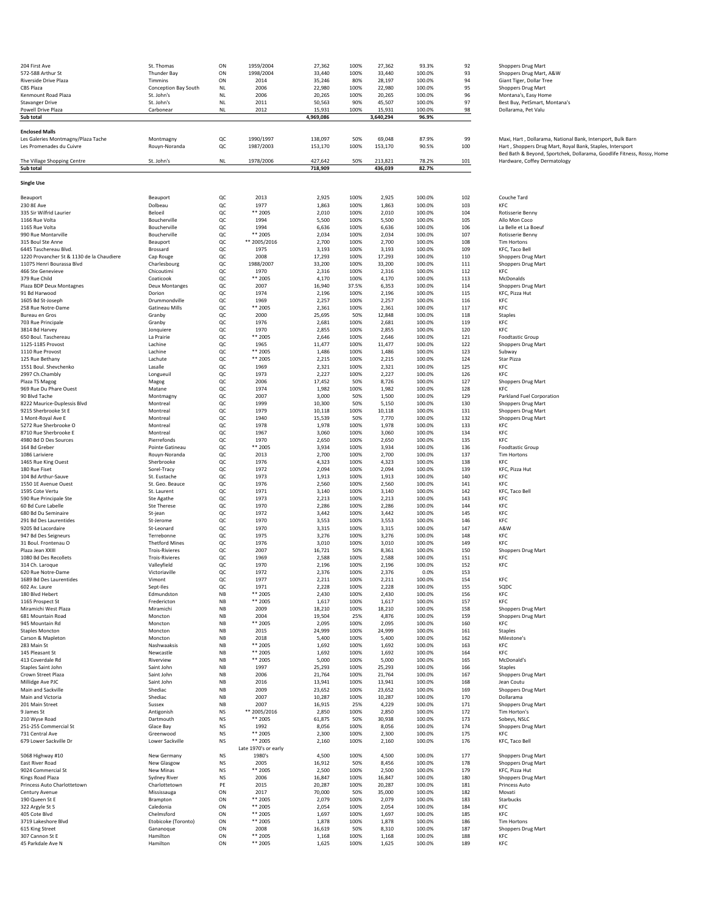| | | | | | | | | | |
|---|---|---|---|---|---|---|---|---|---|
| 204 First Ave | St. Thomas | ON | 1959/2004 | 27,362 | 100% | 27,362 | 93.3% | 92 | Shoppers Drug Mart |
| 572-588 Arthur St | Thunder Bay | ON | 1998/2004 | 33,440 | 100% | 33,440 | 100.0% | 93 | Shoppers Drug Mart, A&W |
| Riverside Drive Plaza | Timmins | ON | 2014 | 35,246 | 80% | 28,197 | 100.0% | 94 | Giant Tiger, Dollar Tree |
| CBS Plaza | Conception Bay South | NL | 2006 | 22,980 | 100% | 22,980 | 100.0% | 95 | Shoppers Drug Mart |
| Kenmount Road Plaza | St. John's | NL | 2006 | 20,265 | 100% | 20,265 | 100.0% | 96 | Montana's, Easy Home |
| Stavanger Drive | St. John's | NL | 2011 | 50,563 | 90% | 45,507 | 100.0% | 97 | Best Buy, PetSmart, Montana's |
| Powell Drive Plaza | Carbonear | NL | 2012 | 15,931 | 100% | 15,931 | 100.0% | 98 | Dollarama, Pet Valu |
| **Sub total** | | | | **4,969,086** | | **3,640,294** | **96.9%** | | |
| | | | | | | | | | |
| **Enclosed Malls** | | | | | | | | | |
| Les Galeries Montmagny/Plaza Tache | Montmagny | QC | 1990/1997 | 138,097 | 50% | 69,048 | 87.9% | 99 | Maxi, Hart , Dollarama, National Bank, Intersport, Bulk Barn |
| Les Promenades du Cuivre | Rouyn-Noranda | QC | 1987/2003 | 153,170 | 100% | 153,170 | 90.5% | 100 | Hart , Shoppers Drug Mart, Royal Bank, Staples, Intersport |
| The Village Shopping Centre | St. John's | NL | 1978/2006 | 427,642 | 50% | 213,821 | 78.2% | 101 | Bed Bath & Beyond, Sportchek, Dollarama, Goodlife Fitness, Rossy, Home Hardware, Coffey Dermatology |
| **Sub total** | | | | **718,909** | | **436,039** | **82.7%** | | |
| | | | | | | | | | |
| **Single Use** | | | | | | | | | |
| Beauport | Beauport | QC | 2013 | 2,925 | 100% | 2,925 | 100.0% | 102 | Couche Tard |
| 230 8E Ave | Dolbeau | QC | 1977 | 1,863 | 100% | 1,863 | 100.0% | 103 | KFC |
| 335 Sir Wilfrid Laurier | Beloeil | QC | ** 2005 | 2,010 | 100% | 2,010 | 100.0% | 104 | Rotisserie Benny |
| 1166 Rue Volta | Boucherville | QC | 1994 | 5,500 | 100% | 5,500 | 100.0% | 105 | Allo Mon Coco |
| 1165 Rue Volta | Boucherville | QC | 1994 | 6,636 | 100% | 6,636 | 100.0% | 106 | La Belle et La Boeuf |
| 990 Rue Montarville | Boucherville | QC | ** 2005 | 2,034 | 100% | 2,034 | 100.0% | 107 | Rotisserie Benny |
| 315 Boul Ste Anne | Beauport | QC | ** 2005/2016 | 2,700 | 100% | 2,700 | 100.0% | 108 | Tim Hortons |
| 6445 Taschereau Blvd. | Brossard | QC | 1975 | 3,193 | 100% | 3,193 | 100.0% | 109 | KFC, Taco Bell |
| 1220 Provancher St & 1130 de la Chaudiere | Cap Rouge | QC | 2008 | 17,293 | 100% | 17,293 | 100.0% | 110 | Shoppers Drug Mart |
| 11075 Henri Bourassa Blvd | Charlesbourg | QC | 1988/2007 | 33,200 | 100% | 33,200 | 100.0% | 111 | Shoppers Drug Mart |
| 466 Ste Genevieve | Chicoutimi | QC | 1970 | 2,316 | 100% | 2,316 | 100.0% | 112 | KFC |
| 379 Rue Child | Coaticook | QC | ** 2005 | 4,170 | 100% | 4,170 | 100.0% | 113 | McDonalds |
| Plaza BDP Deux Montagnes | Deux Montanges | QC | 2007 | 16,940 | 37.5% | 6,353 | 100.0% | 114 | Shoppers Drug Mart |
| 91 Bd Harwood | Dorion | QC | 1974 | 2,196 | 100% | 2,196 | 100.0% | 115 | KFC, Pizza Hut |
| 1605 Bd St-Joseph | Drummondville | QC | 1969 | 2,257 | 100% | 2,257 | 100.0% | 116 | KFC |
| 258 Rue Notre-Dame | Gatineau Mills | QC | ** 2005 | 2,361 | 100% | 2,361 | 100.0% | 117 | KFC |
| Bureau en Gros | Granby | QC | 2000 | 25,695 | 50% | 12,848 | 100.0% | 118 | Staples |
| 703 Rue Principale | Granby | QC | 1976 | 2,681 | 100% | 2,681 | 100.0% | 119 | KFC |
| 3814 Bd Harvey | Jonquiere | QC | 1970 | 2,855 | 100% | 2,855 | 100.0% | 120 | KFC |
| 650 Boul. Taschereau | La Prairie | QC | ** 2005 | 2,646 | 100% | 2,646 | 100.0% | 121 | Foodtastic Group |
| 1125-1185 Provost | Lachine | QC | 1965 | 11,477 | 100% | 11,477 | 100.0% | 122 | Shoppers Drug Mart |
| 1110 Rue Provost | Lachine | QC | ** 2005 | 1,486 | 100% | 1,486 | 100.0% | 123 | Subway |
| 125 Rue Bethany | Lachute | QC | ** 2005 | 2,215 | 100% | 2,215 | 100.0% | 124 | Star Pizza |
| 1551 Boul. Shevchenko | Lasalle | QC | 1969 | 2,321 | 100% | 2,321 | 100.0% | 125 | KFC |
| 2997 Ch.Chambly | Longueuil | QC | 1973 | 2,227 | 100% | 2,227 | 100.0% | 126 | KFC |
| Plaza TS Magog | Magog | QC | 2006 | 17,452 | 50% | 8,726 | 100.0% | 127 | Shoppers Drug Mart |
| 969 Rue Du Phare Ouest | Matane | QC | 1974 | 1,982 | 100% | 1,982 | 100.0% | 128 | KFC |
| 90 Blvd Tache | Montmagny | QC | 2007 | 3,000 | 50% | 1,500 | 100.0% | 129 | Parkland Fuel Corporation |
| 8222 Maurice-Duplessis Blvd | Montreal | QC | 1999 | 10,300 | 50% | 5,150 | 100.0% | 130 | Shoppers Drug Mart |
| 9215 Sherbrooke St E | Montreal | QC | 1979 | 10,118 | 100% | 10,118 | 100.0% | 131 | Shoppers Drug Mart |
| 1 Mont-Royal Ave E | Montreal | QC | 1940 | 15,539 | 50% | 7,770 | 100.0% | 132 | Shoppers Drug Mart |
| 5272 Rue Sherbrooke O | Montreal | QC | 1978 | 1,978 | 100% | 1,978 | 100.0% | 133 | KFC |
| 8710 Rue Sherbrooke E | Montreal | QC | 1967 | 3,060 | 100% | 3,060 | 100.0% | 134 | KFC |
| 4980 Bd D Des Sources | Pierrefonds | QC | 1970 | 2,650 | 100% | 2,650 | 100.0% | 135 | KFC |
| 164 Bd Greber | Pointe Gatineau | QC | ** 2005 | 3,934 | 100% | 3,934 | 100.0% | 136 | Foodtastic Group |
| 1086 Lariviere | Rouyn-Noranda | QC | 2013 | 2,700 | 100% | 2,700 | 100.0% | 137 | Tim Hortons |
| 1465 Rue King Ouest | Sherbrooke | QC | 1976 | 4,323 | 100% | 4,323 | 100.0% | 138 | KFC |
| 180 Rue Fiset | Sorel-Tracy | QC | 1972 | 2,094 | 100% | 2,094 | 100.0% | 139 | KFC, Pizza Hut |
| 104 Bd Arthur-Sauve | St. Eustache | QC | 1973 | 1,913 | 100% | 1,913 | 100.0% | 140 | KFC |
| 1550 1E Avenue Ouest | St. Geo. Beauce | QC | 1976 | 2,560 | 100% | 2,560 | 100.0% | 141 | KFC |
| 1595 Cote Vertu | St. Laurent | QC | 1971 | 3,140 | 100% | 3,140 | 100.0% | 142 | KFC, Taco Bell |
| 590 Rue Principale Ste | Ste Agathe | QC | 1973 | 2,213 | 100% | 2,213 | 100.0% | 143 | KFC |
| 60 Bd Cure Labelle | Ste Therese | QC | 1970 | 2,286 | 100% | 2,286 | 100.0% | 144 | KFC |
| 680 Bd Du Seminaire | St-jean | QC | 1972 | 3,442 | 100% | 3,442 | 100.0% | 145 | KFC |
| 291 Bd Des Laurentides | St-Jerome | QC | 1970 | 3,553 | 100% | 3,553 | 100.0% | 146 | KFC |
| 9205 Bd Lacordaire | St-Leonard | QC | 1970 | 3,315 | 100% | 3,315 | 100.0% | 147 | A&W |
| 947 Bd Des Seigneurs | Terrebonne | QC | 1975 | 3,276 | 100% | 3,276 | 100.0% | 148 | KFC |
| 31 Boul. Frontenau O | Thetford Mines | QC | 1976 | 3,010 | 100% | 3,010 | 100.0% | 149 | KFC |
| Plaza Jean XXIII | Trois-Rivieres | QC | 2007 | 16,721 | 50% | 8,361 | 100.0% | 150 | Shoppers Drug Mart |
| 1080 Bd Des Recollets | Trois-Rivieres | QC | 1969 | 2,588 | 100% | 2,588 | 100.0% | 151 | KFC |
| 314 Ch. Laroque | Valleyfield | QC | 1970 | 2,196 | 100% | 2,196 | 100.0% | 152 | KFC |
| 620 Rue Notre-Dame | Victoriaville | QC | 1972 | 2,376 | 100% | 2,376 | 0.0% | 153 | |
| 1689 Bd Des Laurentides | Vimont | QC | 1977 | 2,211 | 100% | 2,211 | 100.0% | 154 | KFC |
| 602 Av. Laure | Sept-Iles | QC | 1971 | 2,228 | 100% | 2,228 | 100.0% | 155 | SQDC |
| 180 Blvd Hebert | Edmundston | NB | ** 2005 | 2,430 | 100% | 2,430 | 100.0% | 156 | KFC |
| 1165 Prospect St | Fredericton | NB | ** 2005 | 1,617 | 100% | 1,617 | 100.0% | 157 | KFC |
| Miramichi West Plaza | Miramichi | NB | 2009 | 18,210 | 100% | 18,210 | 100.0% | 158 | Shoppers Drug Mart |
| 681 Mountain Road | Moncton | NB | 2004 | 19,504 | 25% | 4,876 | 100.0% | 159 | Shoppers Drug Mart |
| 945 Mountain Rd | Moncton | NB | ** 2005 | 2,095 | 100% | 2,095 | 100.0% | 160 | KFC |
| Staples Moncton | Moncton | NB | 2015 | 24,999 | 100% | 24,999 | 100.0% | 161 | Staples |
| Carson & Mapleton | Moncton | NB | 2018 | 5,400 | 100% | 5,400 | 100.0% | 162 | Milestone's |
| 283 Main St | Nashwaaksis | NB | ** 2005 | 1,692 | 100% | 1,692 | 100.0% | 163 | KFC |
| 145 Pleasant St | Newcastle | NB | ** 2005 | 1,692 | 100% | 1,692 | 100.0% | 164 | KFC |
| 413 Coverdale Rd | Riverview | NB | ** 2005 | 5,000 | 100% | 5,000 | 100.0% | 165 | McDonald's |
| Staples Saint John | Saint John | NB | 1997 | 25,293 | 100% | 25,293 | 100.0% | 166 | Staples |
| Crown Street Plaza | Saint John | NB | 2006 | 21,764 | 100% | 21,764 | 100.0% | 167 | Shoppers Drug Mart |
| Millidge Ave PJC | Saint John | NB | 2016 | 13,941 | 100% | 13,941 | 100.0% | 168 | Jean Coutu |
| Main and Sackville | Shediac | NB | 2009 | 23,652 | 100% | 23,652 | 100.0% | 169 | Shoppers Drug Mart |
| Main and Victoria | Shediac | NB | 2007 | 10,287 | 100% | 10,287 | 100.0% | 170 | Dollarama |
| 201 Main Street | Sussex | NB | 2007 | 16,915 | 25% | 4,229 | 100.0% | 171 | Shoppers Drug Mart |
| 9 James St | Antigonish | NS | ** 2005/2016 | 2,850 | 100% | 2,850 | 100.0% | 172 | Tim Horton's |
| 210 Wyse Road | Dartmouth | NS | ** 2005 | 61,875 | 50% | 30,938 | 100.0% | 173 | Sobeys, NSLC |
| 251-255 Commercial St | Glace Bay | NS | 1992 | 8,056 | 100% | 8,056 | 100.0% | 174 | Shoppers Drug Mart |
| 731 Central Ave | Greenwood | NS | ** 2005 | 2,300 | 100% | 2,300 | 100.0% | 175 | KFC |
| 679 Lower Sackville Dr | Lower Sackville | NS | ** 2005 | 2,160 | 100% | 2,160 | 100.0% | 176 | KFC, Taco Bell |
| 5068 Highway #10 | New Germany | NS | Late 1970's or early 1980's | 4,500 | 100% | 4,500 | 100.0% | 177 | Shoppers Drug Mart |
| East River Road | New Glasgow | NS | 2005 | 16,912 | 50% | 8,456 | 100.0% | 178 | Shoppers Drug Mart |
| 9024 Commercial St | New Minas | NS | ** 2005 | 2,500 | 100% | 2,500 | 100.0% | 179 | KFC, Pizza Hut |
| Kings Road Plaza | Sydney River | NS | 2006 | 16,847 | 100% | 16,847 | 100.0% | 180 | Shoppers Drug Mart |
| Princess Auto Charlottetown | Charlottetown | PE | 2015 | 20,287 | 100% | 20,287 | 100.0% | 181 | Princess Auto |
| Century Avenue | Mississauga | ON | 2017 | 70,000 | 50% | 35,000 | 100.0% | 182 | Movati |
| 190 Queen St E | Brampton | ON | ** 2005 | 2,079 | 100% | 2,079 | 100.0% | 183 | Starbucks |
| 322 Argyle St S | Caledonia | ON | ** 2005 | 2,054 | 100% | 2,054 | 100.0% | 184 | KFC |
| 405 Cote Blvd | Chelmsford | ON | ** 2005 | 1,697 | 100% | 1,697 | 100.0% | 185 | KFC |
| 3719 Lakeshore Blvd | Etobicoke (Toronto) | ON | ** 2005 | 1,878 | 100% | 1,878 | 100.0% | 186 | Tim Hortons |
| 615 King Street | Gananoque | ON | 2008 | 16,619 | 50% | 8,310 | 100.0% | 187 | Shoppers Drug Mart |
| 307 Cannon St E | Hamilton | ON | ** 2005 | 1,168 | 100% | 1,168 | 100.0% | 188 | KFC |
| 45 Parkdale Ave N | Hamilton | ON | ** 2005 | 1,625 | 100% | 1,625 | 100.0% | 189 | KFC |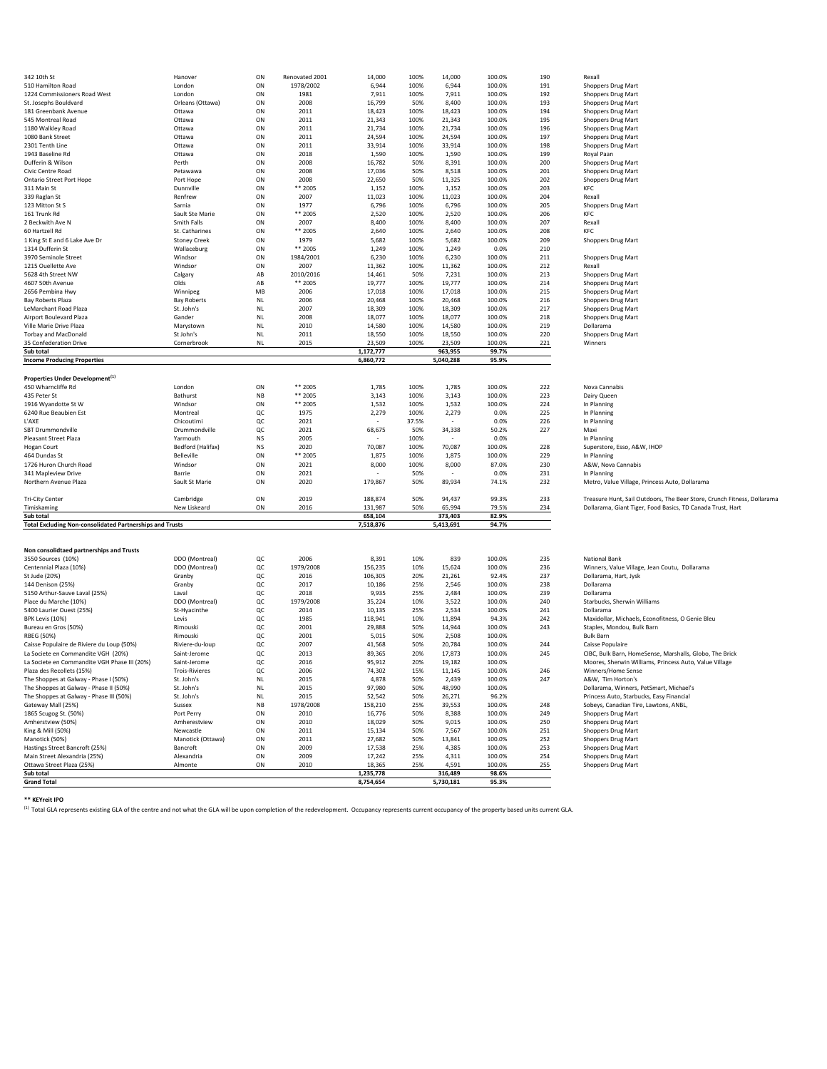| | | | | | | | | | |
|---|---|---|---|---|---|---|---|---|---|
| 342 10th St | Hanover | ON | Renovated 2001 | 14,000 | 100% | 14,000 | 100.0% | 190 | Rexall |
| 510 Hamilton Road | London | ON | 1978/2002 | 6,944 | 100% | 6,944 | 100.0% | 191 | Shoppers Drug Mart |
| 1224 Commissioners Road West | London | ON | 1981 | 7,911 | 100% | 7,911 | 100.0% | 192 | Shoppers Drug Mart |
| St. Josephs Bouldvard | Orleans (Ottawa) | ON | 2008 | 16,799 | 50% | 8,400 | 100.0% | 193 | Shoppers Drug Mart |
| 181 Greenbank Avenue | Ottawa | ON | 2011 | 18,423 | 100% | 18,423 | 100.0% | 194 | Shoppers Drug Mart |
| 545 Montreal Road | Ottawa | ON | 2011 | 21,343 | 100% | 21,343 | 100.0% | 195 | Shoppers Drug Mart |
| 1180 Walkley Road | Ottawa | ON | 2011 | 21,734 | 100% | 21,734 | 100.0% | 196 | Shoppers Drug Mart |
| 1080 Bank Street | Ottawa | ON | 2011 | 24,594 | 100% | 24,594 | 100.0% | 197 | Shoppers Drug Mart |
| 2301 Tenth Line | Ottawa | ON | 2011 | 33,914 | 100% | 33,914 | 100.0% | 198 | Shoppers Drug Mart |
| 1943 Baseline Rd | Ottawa | ON | 2018 | 1,590 | 100% | 1,590 | 100.0% | 199 | Royal Paan |
| Dufferin & Wilson | Perth | ON | 2008 | 16,782 | 50% | 8,391 | 100.0% | 200 | Shoppers Drug Mart |
| Civic Centre Road | Petawawa | ON | 2008 | 17,036 | 50% | 8,518 | 100.0% | 201 | Shoppers Drug Mart |
| Ontario Street Port Hope | Port Hope | ON | 2008 | 22,650 | 50% | 11,325 | 100.0% | 202 | Shoppers Drug Mart |
| 311 Main St | Dunnville | ON | ** 2005 | 1,152 | 100% | 1,152 | 100.0% | 203 | KFC |
| 339 Raglan St | Renfrew | ON | 2007 | 11,023 | 100% | 11,023 | 100.0% | 204 | Rexall |
| 123 Mitton St S | Sarnia | ON | 1977 | 6,796 | 100% | 6,796 | 100.0% | 205 | Shoppers Drug Mart |
| 161 Trunk Rd | Sault Ste Marie | ON | ** 2005 | 2,520 | 100% | 2,520 | 100.0% | 206 | KFC |
| 2 Beckwith Ave N | Smith Falls | ON | 2007 | 8,400 | 100% | 8,400 | 100.0% | 207 | Rexall |
| 60 Hartzell Rd | St. Catharines | ON | ** 2005 | 2,640 | 100% | 2,640 | 100.0% | 208 | KFC |
| 1 King St E and 6 Lake Ave Dr | Stoney Creek | ON | 1979 | 5,682 | 100% | 5,682 | 100.0% | 209 | Shoppers Drug Mart |
| 1314 Dufferin St | Wallaceburg | ON | ** 2005 | 1,249 | 100% | 1,249 | 0.0% | 210 | |
| 3970 Seminole Street | Windsor | ON | 1984/2001 | 6,230 | 100% | 6,230 | 100.0% | 211 | Shoppers Drug Mart |
| 1215 Ouellette Ave | Windsor | ON | 2007 | 11,362 | 100% | 11,362 | 100.0% | 212 | Rexall |
| 5628 4th Street NW | Calgary | AB | 2010/2016 | 14,461 | 50% | 7,231 | 100.0% | 213 | Shoppers Drug Mart |
| 4607 50th Avenue | Olds | AB | ** 2005 | 19,777 | 100% | 19,777 | 100.0% | 214 | Shoppers Drug Mart |
| 2656 Pembina Hwy | Winnipeg | MB | 2006 | 17,018 | 100% | 17,018 | 100.0% | 215 | Shoppers Drug Mart |
| Bay Roberts Plaza | Bay Roberts | NL | 2006 | 20,468 | 100% | 20,468 | 100.0% | 216 | Shoppers Drug Mart |
| LeMarchant Road Plaza | St. John's | NL | 2007 | 18,309 | 100% | 18,309 | 100.0% | 217 | Shoppers Drug Mart |
| Airport Boulevard Plaza | Gander | NL | 2008 | 18,077 | 100% | 18,077 | 100.0% | 218 | Shoppers Drug Mart |
| Ville Marie Drive Plaza | Marystown | NL | 2010 | 14,580 | 100% | 14,580 | 100.0% | 219 | Dollarama |
| Torbay and MacDonald | St John's | NL | 2011 | 18,550 | 100% | 18,550 | 100.0% | 220 | Shoppers Drug Mart |
| 35 Confederation Drive | Cornerbrook | NL | 2015 | 23,509 | 100% | 23,509 | 100.0% | 221 | Winners |
| **Sub total** | | | | **1,172,777** | | **963,955** | **99.7%** | | |
| **Income Producing Properties** | | | | **6,860,772** | | **5,040,288** | **95.9%** | | |
| | | | | | | | | | |
| **Properties Under Development[1]** | | | | | | | | | |
| 450 Wharncliffe Rd | London | ON | ** 2005 | 1,785 | 100% | 1,785 | 100.0% | 222 | Nova Cannabis |
| 435 Peter St | Bathurst | NB | ** 2005 | 3,143 | 100% | 3,143 | 100.0% | 223 | Dairy Queen |
| 1916 Wyandotte St W | Windsor | ON | ** 2005 | 1,532 | 100% | 1,532 | 100.0% | 224 | In Planning |
| 6240 Rue Beaubien Est | Montreal | QC | 1975 | 2,279 | 100% | 2,279 | 0.0% | 225 | In Planning |
| L'AXE | Chicoutimi | QC | 2021 | - | 37.5% | - | 0.0% | 226 | In Planning |
| SBT Drummondville | Drummondville | QC | 2021 | 68,675 | 50% | 34,338 | 50.2% | 227 | Maxi |
| Pleasant Street Plaza | Yarmouth | NS | 2005 | - | 100% | - | 0.0% | | In Planning |
| Hogan Court | Bedford (Halifax) | NS | 2020 | 70,087 | 100% | 70,087 | 100.0% | 228 | Superstore, Esso, A&W, IHOP |
| 464 Dundas St | Belleville | ON | ** 2005 | 1,875 | 100% | 1,875 | 100.0% | 229 | In Planning |
| 1726 Huron Church Road | Windsor | ON | 2021 | 8,000 | 100% | 8,000 | 87.0% | 230 | A&W, Nova Cannabis |
| 341 Mapleview Drive | Barrie | ON | 2021 | - | 50% | - | 0.0% | 231 | In Planning |
| Northern Avenue Plaza | Sault St Marie | ON | 2020 | 179,867 | 50% | 89,934 | 74.1% | 232 | Metro, Value Village, Princess Auto, Dollarama |
| Tri-City Center | Cambridge | ON | 2019 | 188,874 | 50% | 94,437 | 99.3% | 233 | Treasure Hunt, Sail Outdoors, The Beer Store, Crunch Fitness, Dollarama |
| Timiskaming | New Liskeard | ON | 2016 | 131,987 | 50% | 65,994 | 79.5% | 234 | Dollarama, Giant Tiger, Food Basics, TD Canada Trust, Hart |
| **Sub total** | | | | **658,104** | | **373,403** | **82.9%** | | |
| **Total Excluding Non-consolidated Partnerships and Trusts** | | | | **7,518,876** | | **5,413,691** | **94.7%** | | |
| | | | | | | | | | |
| **Non consolidtaed partnerships and Trusts** | | | | | | | | | |
| 3550 Sources (10%) | DDO (Montreal) | QC | 2006 | 8,391 | 10% | 839 | 100.0% | 235 | National Bank |
| Centennial Plaza (10%) | DDO (Montreal) | QC | 1979/2008 | 156,235 | 10% | 15,624 | 100.0% | 236 | Winners, Value Village, Jean Coutu, Dollarama |
| St Jude (20%) | Granby | QC | 2016 | 106,305 | 20% | 21,261 | 92.4% | 237 | Dollarama, Hart, Jysk |
| 144 Denison (25%) | Granby | QC | 2017 | 10,186 | 25% | 2,546 | 100.0% | 238 | Dollarama |
| 5150 Arthur-Sauve Laval (25%) | Laval | QC | 2018 | 9,935 | 25% | 2,484 | 100.0% | 239 | Dollarama |
| Place du Marche (10%) | DDO (Montreal) | QC | 1979/2008 | 35,224 | 10% | 3,522 | 100.0% | 240 | Starbucks, Sherwin Williams |
| 5400 Laurier Ouest (25%) | St-Hyacinthe | QC | 2014 | 10,135 | 25% | 2,534 | 100.0% | 241 | Dollarama |
| BPK Levis (10%) | Levis | QC | 1985 | 118,941 | 10% | 11,894 | 94.3% | 242 | Maxidollar, Michaels, Econofitness, O Genie Bleu |
| Bureau en Gros (50%) | Rimouski | QC | 2001 | 29,888 | 50% | 14,944 | 100.0% | 243 | Staples, Mondou, Bulk Barn |
| RBEG (50%) | Rimouski | QC | 2001 | 5,015 | 50% | 2,508 | 100.0% | | Bulk Barn |
| Caisse Populaire de Riviere du Loup (50%) | Riviere-du-loup | QC | 2007 | 41,568 | 50% | 20,784 | 100.0% | 244 | Caisse Populaire |
| La Societe en Commandite VGH (20%) | Saint-Jerome | QC | 2013 | 89,365 | 20% | 17,873 | 100.0% | 245 | CIBC, Bulk Barn, HomeSense, Marshalls, Globo, The Brick |
| La Societe en Commandite VGH Phase III (20%) | Saint-Jerome | QC | 2016 | 95,912 | 20% | 19,182 | 100.0% | | Moores, Sherwin Williams, Princess Auto, Value Village |
| Plaza des Recollets (15%) | Trois-Rivieres | QC | 2006 | 74,302 | 15% | 11,145 | 100.0% | 246 | Winners/Home Sense |
| The Shoppes at Galway - Phase I (50%) | St. John's | NL | 2015 | 4,878 | 50% | 2,439 | 100.0% | 247 | A&W, Tim Horton's |
| The Shoppes at Galway - Phase II (50%) | St. John's | NL | 2015 | 97,980 | 50% | 48,990 | 100.0% | | Dollarama, Winners, PetSmart, Michael's |
| The Shoppes at Galway - Phase III (50%) | St. John's | NL | 2015 | 52,542 | 50% | 26,271 | 96.2% | | Princess Auto, Starbucks, Easy Financial |
| Gateway Mall (25%) | Sussex | NB | 1978/2008 | 158,210 | 25% | 39,553 | 100.0% | 248 | Sobeys, Canadian Tire, Lawtons, ANBL, |
| 1865 Scugog St. (50%) | Port Perry | ON | 2010 | 16,776 | 50% | 8,388 | 100.0% | 249 | Shoppers Drug Mart |
| Amherstview (50%) | Amherestview | ON | 2010 | 18,029 | 50% | 9,015 | 100.0% | 250 | Shoppers Drug Mart |
| King & Mill (50%) | Newcastle | ON | 2011 | 15,134 | 50% | 7,567 | 100.0% | 251 | Shoppers Drug Mart |
| Manotick (50%) | Manotick (Ottawa) | ON | 2011 | 27,682 | 50% | 13,841 | 100.0% | 252 | Shoppers Drug Mart |
| Hastings Street Bancroft (25%) | Bancroft | ON | 2009 | 17,538 | 25% | 4,385 | 100.0% | 253 | Shoppers Drug Mart |
| Main Street Alexandria (25%) | Alexandria | ON | 2009 | 17,242 | 25% | 4,311 | 100.0% | 254 | Shoppers Drug Mart |
| Ottawa Street Plaza (25%) | Almonte | ON | 2010 | 18,365 | 25% | 4,591 | 100.0% | 255 | Shoppers Drug Mart |
| **Sub total** | | | | **1,235,778** | | **316,489** | **98.6%** | | |
| **Grand Total** | | | | **8,754,654** | | **5,730,181** | **95.3%** | | |

**** KEYreit IPO**

[1] Total GLA represents existing GLA of the centre and not what the GLA will be upon completion of the redevelopment. Occupancy represents current occupancy of the property based units current GLA.